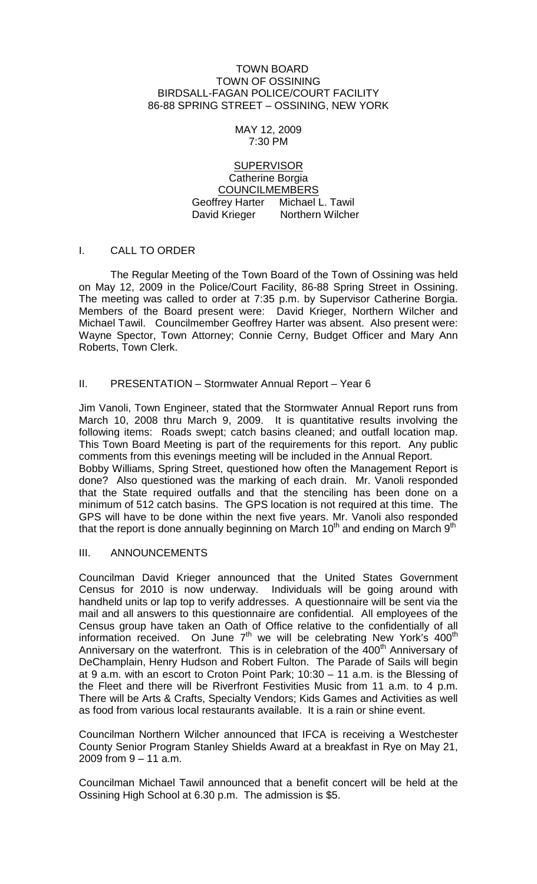TOWN BOARD
TOWN OF OSSINING
BIRDSALL-FAGAN POLICE/COURT FACILITY
86-88 SPRING STREET – OSSINING, NEW YORK

MAY 12, 2009
7:30 PM

SUPERVISOR
Catherine Borgia
COUNCILMEMBERS
Geoffrey Harter Michael L. Tawil
David Krieger Northern Wilcher

I. CALL TO ORDER

The Regular Meeting of the Town Board of the Town of Ossining was held on May 12, 2009 in the Police/Court Facility, 86-88 Spring Street in Ossining. The meeting was called to order at 7:35 p.m. by Supervisor Catherine Borgia. Members of the Board present were: David Krieger, Northern Wilcher and Michael Tawil. Councilmember Geoffrey Harter was absent. Also present were: Wayne Spector, Town Attorney; Connie Cerny, Budget Officer and Mary Ann Roberts, Town Clerk.

II. PRESENTATION – Stormwater Annual Report – Year 6

Jim Vanoli, Town Engineer, stated that the Stormwater Annual Report runs from March 10, 2008 thru March 9, 2009. It is quantitative results involving the following items: Roads swept; catch basins cleaned; and outfall location map. This Town Board Meeting is part of the requirements for this report. Any public comments from this evenings meeting will be included in the Annual Report.
Bobby Williams, Spring Street, questioned how often the Management Report is done? Also questioned was the marking of each drain. Mr. Vanoli responded that the State required outfalls and that the stenciling has been done on a minimum of 512 catch basins. The GPS location is not required at this time. The GPS will have to be done within the next five years. Mr. Vanoli also responded that the report is done annually beginning on March 10th and ending on March 9th

III. ANNOUNCEMENTS

Councilman David Krieger announced that the United States Government Census for 2010 is now underway. Individuals will be going around with handheld units or lap top to verify addresses. A questionnaire will be sent via the mail and all answers to this questionnaire are confidential. All employees of the Census group have taken an Oath of Office relative to the confidentially of all information received. On June 7th we will be celebrating New York's 400th Anniversary on the waterfront. This is in celebration of the 400th Anniversary of DeChamplain, Henry Hudson and Robert Fulton. The Parade of Sails will begin at 9 a.m. with an escort to Croton Point Park; 10:30 – 11 a.m. is the Blessing of the Fleet and there will be Riverfront Festivities Music from 11 a.m. to 4 p.m. There will be Arts & Crafts, Specialty Vendors; Kids Games and Activities as well as food from various local restaurants available. It is a rain or shine event.

Councilman Northern Wilcher announced that IFCA is receiving a Westchester County Senior Program Stanley Shields Award at a breakfast in Rye on May 21, 2009 from 9 – 11 a.m.

Councilman Michael Tawil announced that a benefit concert will be held at the Ossining High School at 6.30 p.m. The admission is $5.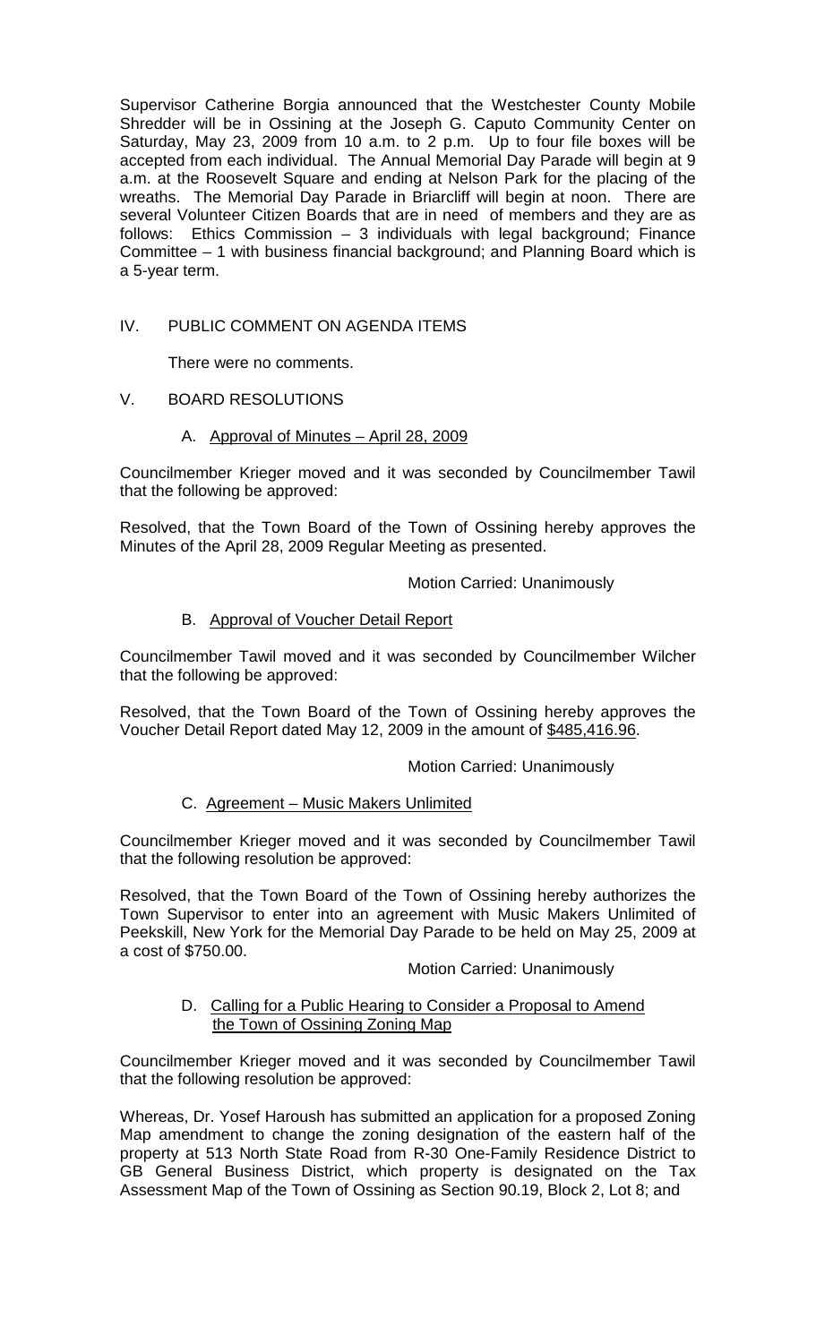Supervisor Catherine Borgia announced that the Westchester County Mobile Shredder will be in Ossining at the Joseph G. Caputo Community Center on Saturday, May 23, 2009 from 10 a.m. to 2 p.m. Up to four file boxes will be accepted from each individual. The Annual Memorial Day Parade will begin at 9 a.m. at the Roosevelt Square and ending at Nelson Park for the placing of the wreaths. The Memorial Day Parade in Briarcliff will begin at noon. There are several Volunteer Citizen Boards that are in need of members and they are as follows: Ethics Commission – 3 individuals with legal background; Finance Committee – 1 with business financial background; and Planning Board which is a 5-year term.

## IV. PUBLIC COMMENT ON AGENDA ITEMS

There were no comments.

## V. BOARD RESOLUTIONS

### A. Approval of Minutes – April 28, 2009

Councilmember Krieger moved and it was seconded by Councilmember Tawil that the following be approved:

Resolved, that the Town Board of the Town of Ossining hereby approves the Minutes of the April 28, 2009 Regular Meeting as presented.

Motion Carried: Unanimously

### B. Approval of Voucher Detail Report

Councilmember Tawil moved and it was seconded by Councilmember Wilcher that the following be approved:

Resolved, that the Town Board of the Town of Ossining hereby approves the Voucher Detail Report dated May 12, 2009 in the amount of $485,416.96.

Motion Carried: Unanimously

### C. Agreement – Music Makers Unlimited

Councilmember Krieger moved and it was seconded by Councilmember Tawil that the following resolution be approved:

Resolved, that the Town Board of the Town of Ossining hereby authorizes the Town Supervisor to enter into an agreement with Music Makers Unlimited of Peekskill, New York for the Memorial Day Parade to be held on May 25, 2009 at a cost of $750.00.

Motion Carried: Unanimously

### D. Calling for a Public Hearing to Consider a Proposal to Amend the Town of Ossining Zoning Map

Councilmember Krieger moved and it was seconded by Councilmember Tawil that the following resolution be approved:

Whereas, Dr. Yosef Haroush has submitted an application for a proposed Zoning Map amendment to change the zoning designation of the eastern half of the property at 513 North State Road from R-30 One-Family Residence District to GB General Business District, which property is designated on the Tax Assessment Map of the Town of Ossining as Section 90.19, Block 2, Lot 8; and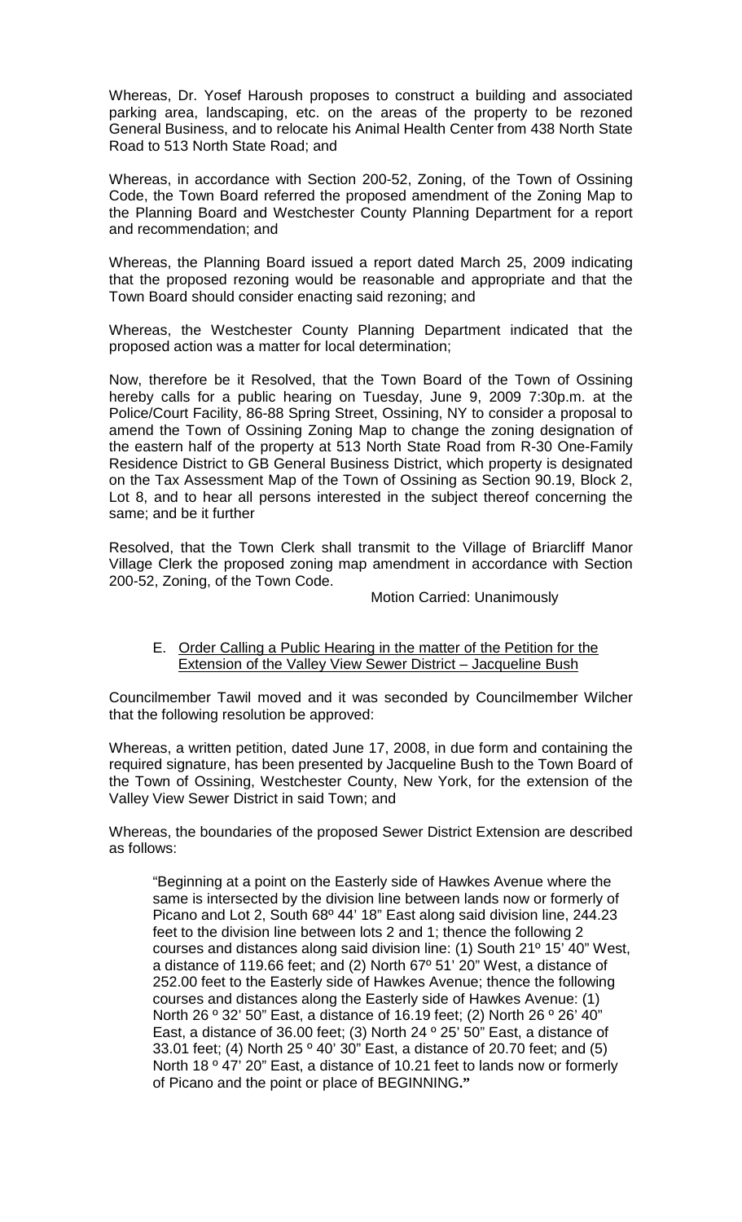Whereas, Dr. Yosef Haroush proposes to construct a building and associated parking area, landscaping, etc. on the areas of the property to be rezoned General Business, and to relocate his Animal Health Center from 438 North State Road to 513 North State Road; and

Whereas, in accordance with Section 200-52, Zoning, of the Town of Ossining Code, the Town Board referred the proposed amendment of the Zoning Map to the Planning Board and Westchester County Planning Department for a report and recommendation; and

Whereas, the Planning Board issued a report dated March 25, 2009 indicating that the proposed rezoning would be reasonable and appropriate and that the Town Board should consider enacting said rezoning; and

Whereas, the Westchester County Planning Department indicated that the proposed action was a matter for local determination;

Now, therefore be it Resolved, that the Town Board of the Town of Ossining hereby calls for a public hearing on Tuesday, June 9, 2009 7:30p.m. at the Police/Court Facility, 86-88 Spring Street, Ossining, NY to consider a proposal to amend the Town of Ossining Zoning Map to change the zoning designation of the eastern half of the property at 513 North State Road from R-30 One-Family Residence District to GB General Business District, which property is designated on the Tax Assessment Map of the Town of Ossining as Section 90.19, Block 2, Lot 8, and to hear all persons interested in the subject thereof concerning the same; and be it further

Resolved, that the Town Clerk shall transmit to the Village of Briarcliff Manor Village Clerk the proposed zoning map amendment in accordance with Section 200-52, Zoning, of the Town Code.

Motion Carried: Unanimously

E. Order Calling a Public Hearing in the matter of the Petition for the Extension of the Valley View Sewer District – Jacqueline Bush

Councilmember Tawil moved and it was seconded by Councilmember Wilcher that the following resolution be approved:

Whereas, a written petition, dated June 17, 2008, in due form and containing the required signature, has been presented by Jacqueline Bush to the Town Board of the Town of Ossining, Westchester County, New York, for the extension of the Valley View Sewer District in said Town; and

Whereas, the boundaries of the proposed Sewer District Extension are described as follows:

> "Beginning at a point on the Easterly side of Hawkes Avenue where the same is intersected by the division line between lands now or formerly of Picano and Lot 2, South 68º 44' 18" East along said division line, 244.23 feet to the division line between lots 2 and 1; thence the following 2 courses and distances along said division line: (1) South 21º 15' 40" West, a distance of 119.66 feet; and (2) North 67º 51' 20" West, a distance of 252.00 feet to the Easterly side of Hawkes Avenue; thence the following courses and distances along the Easterly side of Hawkes Avenue: (1) North 26 º 32' 50" East, a distance of 16.19 feet; (2) North 26 º 26' 40" East, a distance of 36.00 feet; (3) North 24 º 25' 50" East, a distance of 33.01 feet; (4) North 25 º 40' 30" East, a distance of 20.70 feet; and (5) North 18 º 47' 20" East, a distance of 10.21 feet to lands now or formerly of Picano and the point or place of BEGINNING**."**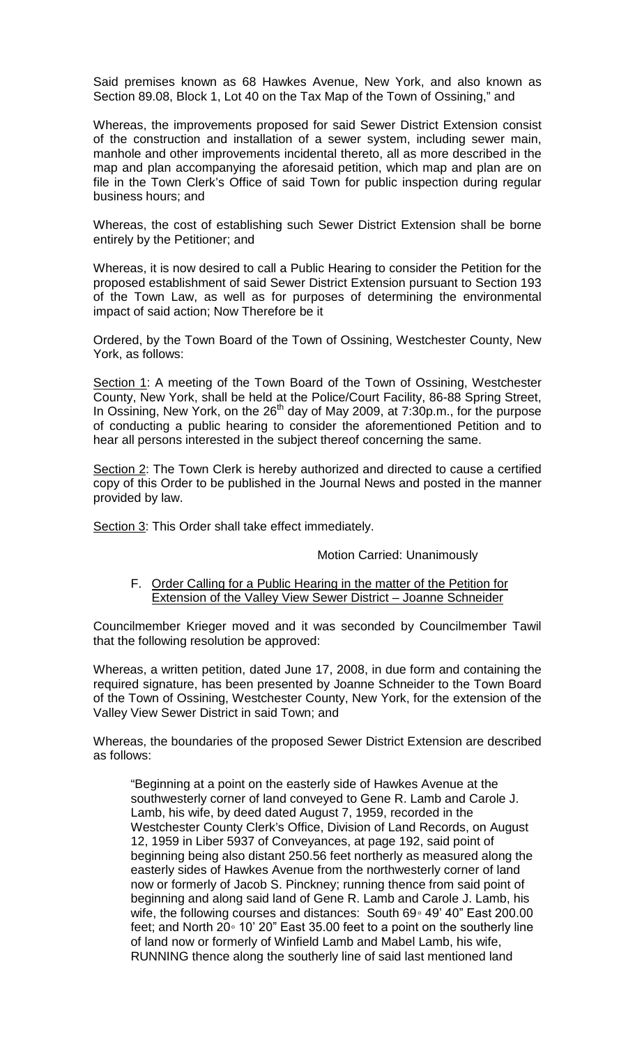Said premises known as 68 Hawkes Avenue, New York, and also known as Section 89.08, Block 1, Lot 40 on the Tax Map of the Town of Ossining," and

Whereas, the improvements proposed for said Sewer District Extension consist of the construction and installation of a sewer system, including sewer main, manhole and other improvements incidental thereto, all as more described in the map and plan accompanying the aforesaid petition, which map and plan are on file in the Town Clerk's Office of said Town for public inspection during regular business hours; and

Whereas, the cost of establishing such Sewer District Extension shall be borne entirely by the Petitioner; and

Whereas, it is now desired to call a Public Hearing to consider the Petition for the proposed establishment of said Sewer District Extension pursuant to Section 193 of the Town Law, as well as for purposes of determining the environmental impact of said action; Now Therefore be it

Ordered, by the Town Board of the Town of Ossining, Westchester County, New York, as follows:

Section 1: A meeting of the Town Board of the Town of Ossining, Westchester County, New York, shall be held at the Police/Court Facility, 86-88 Spring Street, In Ossining, New York, on the 26th day of May 2009, at 7:30p.m., for the purpose of conducting a public hearing to consider the aforementioned Petition and to hear all persons interested in the subject thereof concerning the same.

Section 2: The Town Clerk is hereby authorized and directed to cause a certified copy of this Order to be published in the Journal News and posted in the manner provided by law.

Section 3: This Order shall take effect immediately.

Motion Carried: Unanimously

F. Order Calling for a Public Hearing in the matter of the Petition for Extension of the Valley View Sewer District – Joanne Schneider

Councilmember Krieger moved and it was seconded by Councilmember Tawil that the following resolution be approved:

Whereas, a written petition, dated June 17, 2008, in due form and containing the required signature, has been presented by Joanne Schneider to the Town Board of the Town of Ossining, Westchester County, New York, for the extension of the Valley View Sewer District in said Town; and

Whereas, the boundaries of the proposed Sewer District Extension are described as follows:

"Beginning at a point on the easterly side of Hawkes Avenue at the southwesterly corner of land conveyed to Gene R. Lamb and Carole J. Lamb, his wife, by deed dated August 7, 1959, recorded in the Westchester County Clerk's Office, Division of Land Records, on August 12, 1959 in Liber 5937 of Conveyances, at page 192, said point of beginning being also distant 250.56 feet northerly as measured along the easterly sides of Hawkes Avenue from the northwesterly corner of land now or formerly of Jacob S. Pinckney; running thence from said point of beginning and along said land of Gene R. Lamb and Carole J. Lamb, his wife, the following courses and distances: South 69◦ 49' 40" East 200.00 feet; and North 20◦ 10' 20" East 35.00 feet to a point on the southerly line of land now or formerly of Winfield Lamb and Mabel Lamb, his wife, RUNNING thence along the southerly line of said last mentioned land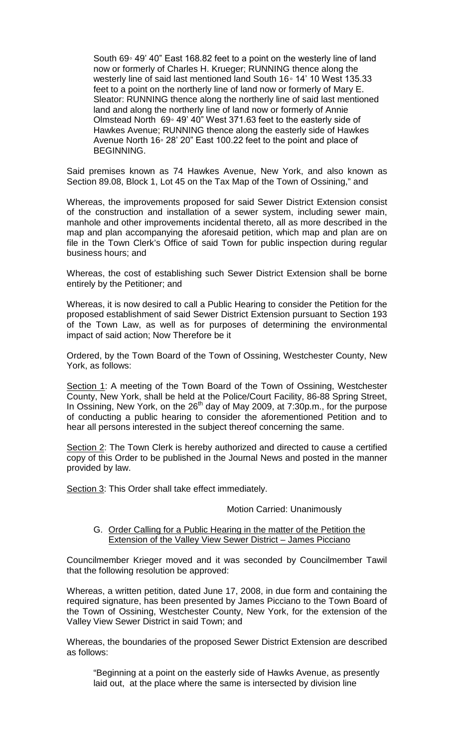> South 69◦ 49' 40" East 168.82 feet to a point on the westerly line of land now or formerly of Charles H. Krueger; RUNNING thence along the westerly line of said last mentioned land South 16◦ 14' 10 West 135.33 feet to a point on the northerly line of land now or formerly of Mary E. Sleator: RUNNING thence along the northerly line of said last mentioned land and along the northerly line of land now or formerly of Annie Olmstead North 69◦ 49' 40" West 371.63 feet to the easterly side of Hawkes Avenue; RUNNING thence along the easterly side of Hawkes Avenue North 16◦ 28' 20" East 100.22 feet to the point and place of BEGINNING.

Said premises known as 74 Hawkes Avenue, New York, and also known as Section 89.08, Block 1, Lot 45 on the Tax Map of the Town of Ossining," and

Whereas, the improvements proposed for said Sewer District Extension consist of the construction and installation of a sewer system, including sewer main, manhole and other improvements incidental thereto, all as more described in the map and plan accompanying the aforesaid petition, which map and plan are on file in the Town Clerk's Office of said Town for public inspection during regular business hours; and

Whereas, the cost of establishing such Sewer District Extension shall be borne entirely by the Petitioner; and

Whereas, it is now desired to call a Public Hearing to consider the Petition for the proposed establishment of said Sewer District Extension pursuant to Section 193 of the Town Law, as well as for purposes of determining the environmental impact of said action; Now Therefore be it

Ordered, by the Town Board of the Town of Ossining, Westchester County, New York, as follows:

Section 1: A meeting of the Town Board of the Town of Ossining, Westchester County, New York, shall be held at the Police/Court Facility, 86-88 Spring Street, In Ossining, New York, on the 26th day of May 2009, at 7:30p.m., for the purpose of conducting a public hearing to consider the aforementioned Petition and to hear all persons interested in the subject thereof concerning the same.

Section 2: The Town Clerk is hereby authorized and directed to cause a certified copy of this Order to be published in the Journal News and posted in the manner provided by law.

Section 3: This Order shall take effect immediately.

Motion Carried: Unanimously

G. Order Calling for a Public Hearing in the matter of the Petition the Extension of the Valley View Sewer District – James Picciano

Councilmember Krieger moved and it was seconded by Councilmember Tawil that the following resolution be approved:

Whereas, a written petition, dated June 17, 2008, in due form and containing the required signature, has been presented by James Picciano to the Town Board of the Town of Ossining, Westchester County, New York, for the extension of the Valley View Sewer District in said Town; and

Whereas, the boundaries of the proposed Sewer District Extension are described as follows:

> "Beginning at a point on the easterly side of Hawks Avenue, as presently laid out, at the place where the same is intersected by division line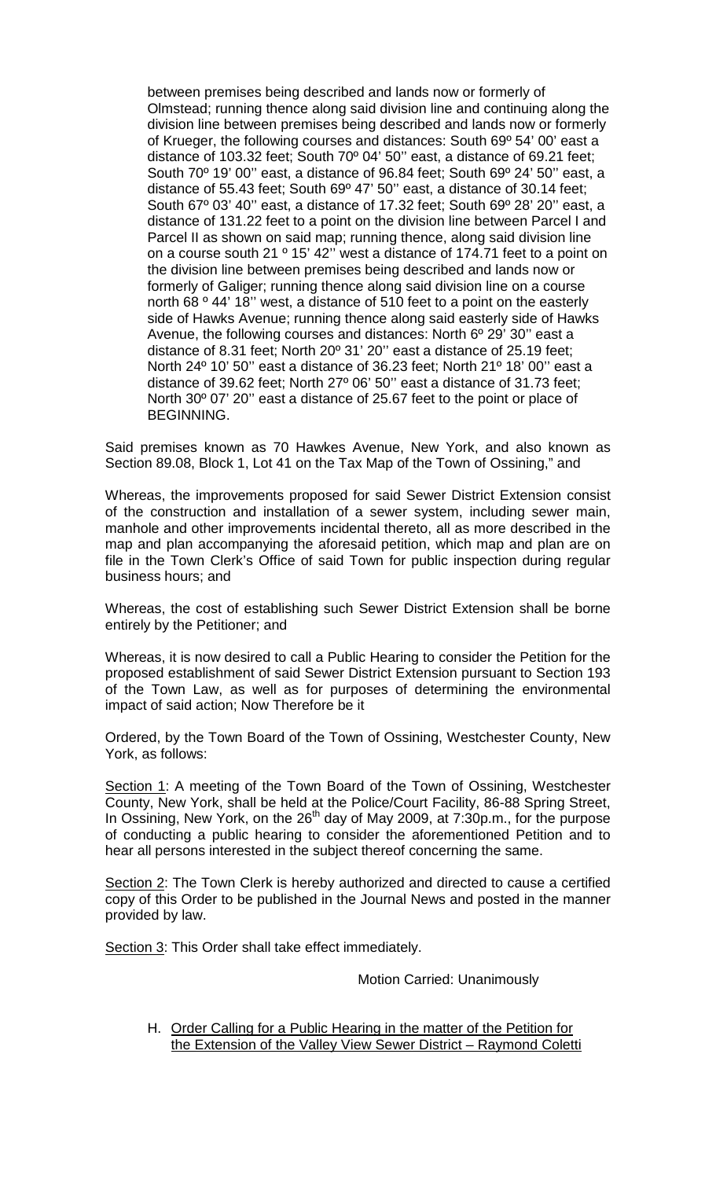between premises being described and lands now or formerly of Olmstead; running thence along said division line and continuing along the division line between premises being described and lands now or formerly of Krueger, the following courses and distances: South 69º 54' 00' east a distance of 103.32 feet; South 70º 04' 50'' east, a distance of 69.21 feet; South 70º 19' 00'' east, a distance of 96.84 feet; South 69º 24' 50'' east, a distance of 55.43 feet; South 69º 47' 50'' east, a distance of 30.14 feet; South 67º 03' 40'' east, a distance of 17.32 feet; South 69º 28' 20'' east, a distance of 131.22 feet to a point on the division line between Parcel I and Parcel II as shown on said map; running thence, along said division line on a course south 21 º 15' 42'' west a distance of 174.71 feet to a point on the division line between premises being described and lands now or formerly of Galiger; running thence along said division line on a course north 68 º 44' 18'' west, a distance of 510 feet to a point on the easterly side of Hawks Avenue; running thence along said easterly side of Hawks Avenue, the following courses and distances: North 6º 29' 30'' east a distance of 8.31 feet; North 20º 31' 20'' east a distance of 25.19 feet; North 24º 10' 50'' east a distance of 36.23 feet; North 21º 18' 00'' east a distance of 39.62 feet; North 27º 06' 50'' east a distance of 31.73 feet; North 30º 07' 20'' east a distance of 25.67 feet to the point or place of BEGINNING.

Said premises known as 70 Hawkes Avenue, New York, and also known as Section 89.08, Block 1, Lot 41 on the Tax Map of the Town of Ossining," and

Whereas, the improvements proposed for said Sewer District Extension consist of the construction and installation of a sewer system, including sewer main, manhole and other improvements incidental thereto, all as more described in the map and plan accompanying the aforesaid petition, which map and plan are on file in the Town Clerk's Office of said Town for public inspection during regular business hours; and

Whereas, the cost of establishing such Sewer District Extension shall be borne entirely by the Petitioner; and

Whereas, it is now desired to call a Public Hearing to consider the Petition for the proposed establishment of said Sewer District Extension pursuant to Section 193 of the Town Law, as well as for purposes of determining the environmental impact of said action; Now Therefore be it

Ordered, by the Town Board of the Town of Ossining, Westchester County, New York, as follows:

Section 1: A meeting of the Town Board of the Town of Ossining, Westchester County, New York, shall be held at the Police/Court Facility, 86-88 Spring Street, In Ossining, New York, on the 26th day of May 2009, at 7:30p.m., for the purpose of conducting a public hearing to consider the aforementioned Petition and to hear all persons interested in the subject thereof concerning the same.

Section 2: The Town Clerk is hereby authorized and directed to cause a certified copy of this Order to be published in the Journal News and posted in the manner provided by law.

Section 3: This Order shall take effect immediately.

Motion Carried: Unanimously

H. Order Calling for a Public Hearing in the matter of the Petition for the Extension of the Valley View Sewer District – Raymond Coletti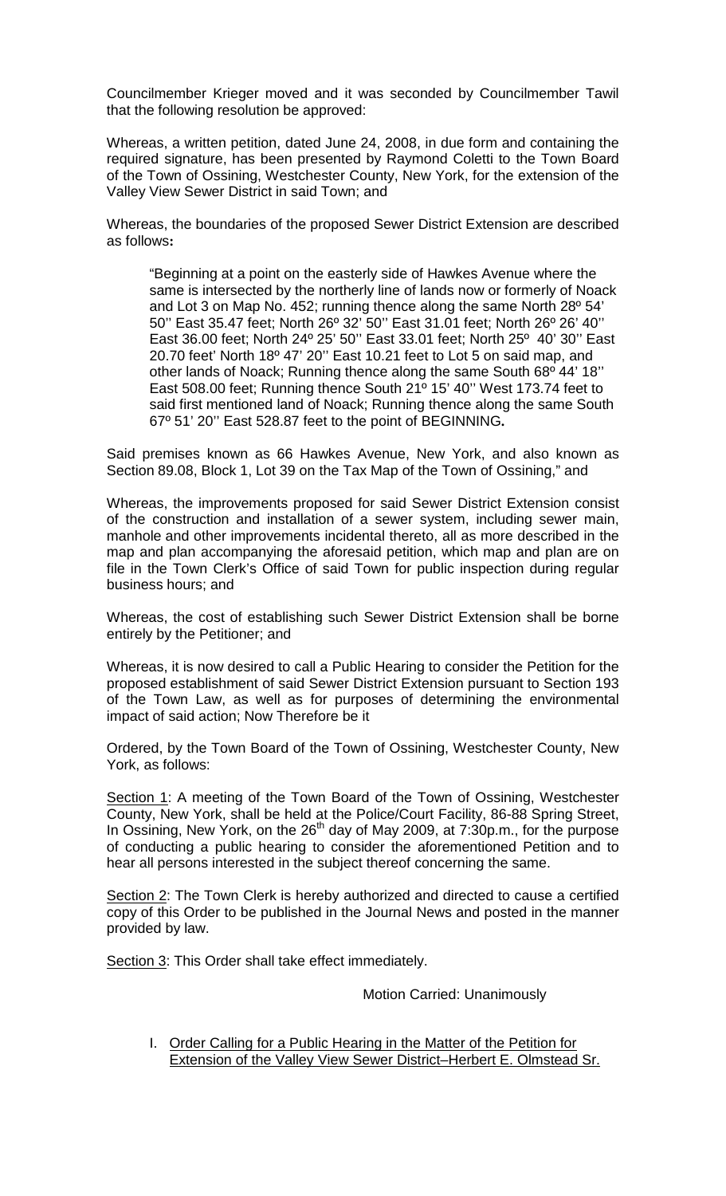Councilmember Krieger moved and it was seconded by Councilmember Tawil that the following resolution be approved:

Whereas, a written petition, dated June 24, 2008, in due form and containing the required signature, has been presented by Raymond Coletti to the Town Board of the Town of Ossining, Westchester County, New York, for the extension of the Valley View Sewer District in said Town; and

Whereas, the boundaries of the proposed Sewer District Extension are described as follows**:**

> "Beginning at a point on the easterly side of Hawkes Avenue where the same is intersected by the northerly line of lands now or formerly of Noack and Lot 3 on Map No. 452; running thence along the same North 28º 54' 50'' East 35.47 feet; North 26º 32' 50'' East 31.01 feet; North 26º 26' 40'' East 36.00 feet; North 24º 25' 50'' East 33.01 feet; North 25º 40' 30'' East 20.70 feet' North 18º 47' 20'' East 10.21 feet to Lot 5 on said map, and other lands of Noack; Running thence along the same South 68º 44' 18'' East 508.00 feet; Running thence South 21º 15' 40'' West 173.74 feet to said first mentioned land of Noack; Running thence along the same South 67º 51' 20'' East 528.87 feet to the point of BEGINNING**.**

Said premises known as 66 Hawkes Avenue, New York, and also known as Section 89.08, Block 1, Lot 39 on the Tax Map of the Town of Ossining," and

Whereas, the improvements proposed for said Sewer District Extension consist of the construction and installation of a sewer system, including sewer main, manhole and other improvements incidental thereto, all as more described in the map and plan accompanying the aforesaid petition, which map and plan are on file in the Town Clerk's Office of said Town for public inspection during regular business hours; and

Whereas, the cost of establishing such Sewer District Extension shall be borne entirely by the Petitioner; and

Whereas, it is now desired to call a Public Hearing to consider the Petition for the proposed establishment of said Sewer District Extension pursuant to Section 193 of the Town Law, as well as for purposes of determining the environmental impact of said action; Now Therefore be it

Ordered, by the Town Board of the Town of Ossining, Westchester County, New York, as follows:

Section 1: A meeting of the Town Board of the Town of Ossining, Westchester County, New York, shall be held at the Police/Court Facility, 86-88 Spring Street, In Ossining, New York, on the 26th day of May 2009, at 7:30p.m., for the purpose of conducting a public hearing to consider the aforementioned Petition and to hear all persons interested in the subject thereof concerning the same.

Section 2: The Town Clerk is hereby authorized and directed to cause a certified copy of this Order to be published in the Journal News and posted in the manner provided by law.

Section 3: This Order shall take effect immediately.

Motion Carried: Unanimously

I. Order Calling for a Public Hearing in the Matter of the Petition for Extension of the Valley View Sewer District–Herbert E. Olmstead Sr.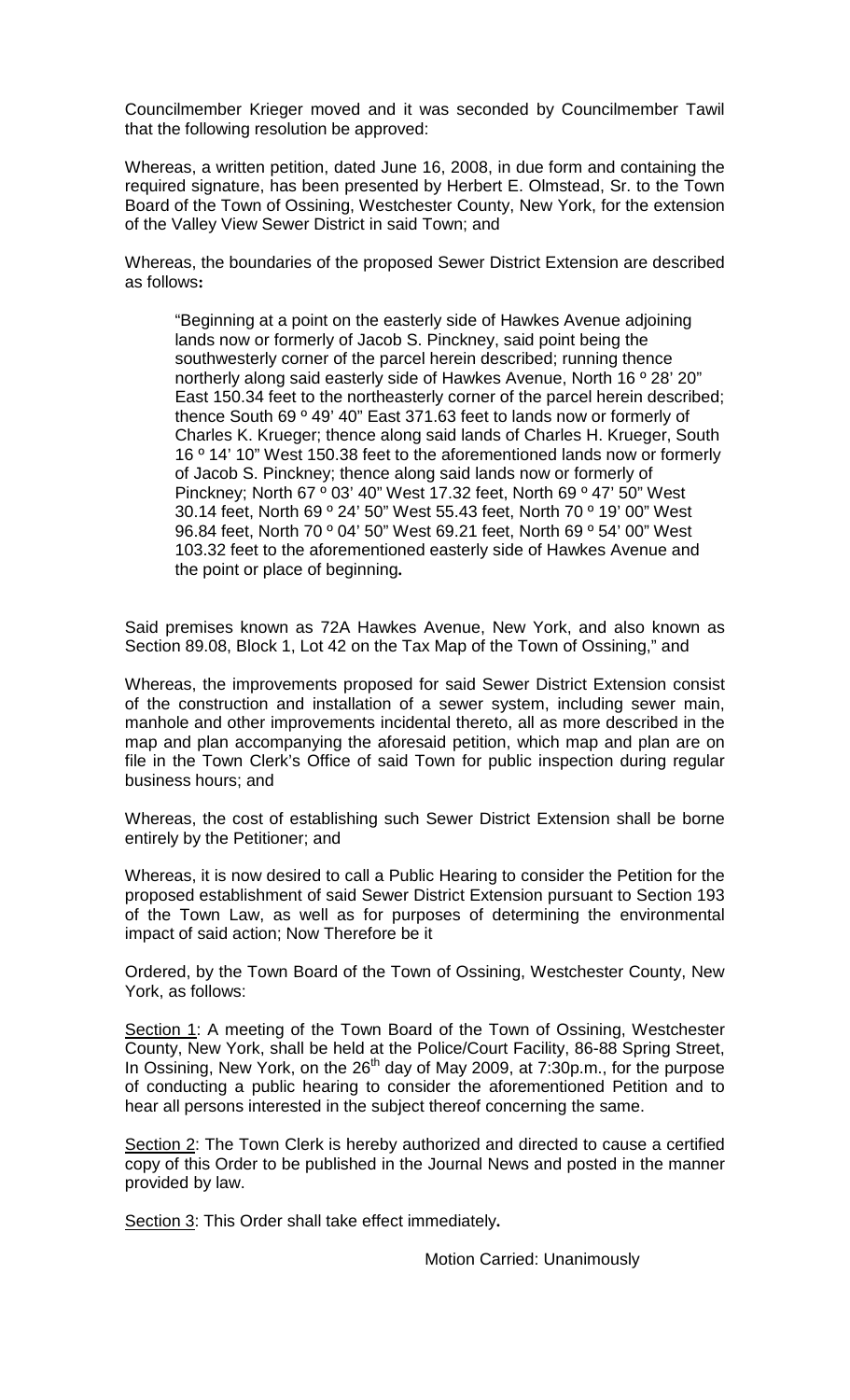Councilmember Krieger moved and it was seconded by Councilmember Tawil that the following resolution be approved:

Whereas, a written petition, dated June 16, 2008, in due form and containing the required signature, has been presented by Herbert E. Olmstead, Sr. to the Town Board of the Town of Ossining, Westchester County, New York, for the extension of the Valley View Sewer District in said Town; and

Whereas, the boundaries of the proposed Sewer District Extension are described as follows**:**

> "Beginning at a point on the easterly side of Hawkes Avenue adjoining lands now or formerly of Jacob S. Pinckney, said point being the southwesterly corner of the parcel herein described; running thence northerly along said easterly side of Hawkes Avenue, North 16 º 28' 20" East 150.34 feet to the northeasterly corner of the parcel herein described; thence South 69 º 49' 40" East 371.63 feet to lands now or formerly of Charles K. Krueger; thence along said lands of Charles H. Krueger, South 16 º 14' 10" West 150.38 feet to the aforementioned lands now or formerly of Jacob S. Pinckney; thence along said lands now or formerly of Pinckney; North 67 º 03' 40" West 17.32 feet, North 69 º 47' 50" West 30.14 feet, North 69 º 24' 50" West 55.43 feet, North 70 º 19' 00" West 96.84 feet, North 70 º 04' 50" West 69.21 feet, North 69 º 54' 00" West 103.32 feet to the aforementioned easterly side of Hawkes Avenue and the point or place of beginning**.**

Said premises known as 72A Hawkes Avenue, New York, and also known as Section 89.08, Block 1, Lot 42 on the Tax Map of the Town of Ossining," and

Whereas, the improvements proposed for said Sewer District Extension consist of the construction and installation of a sewer system, including sewer main, manhole and other improvements incidental thereto, all as more described in the map and plan accompanying the aforesaid petition, which map and plan are on file in the Town Clerk's Office of said Town for public inspection during regular business hours; and

Whereas, the cost of establishing such Sewer District Extension shall be borne entirely by the Petitioner; and

Whereas, it is now desired to call a Public Hearing to consider the Petition for the proposed establishment of said Sewer District Extension pursuant to Section 193 of the Town Law, as well as for purposes of determining the environmental impact of said action; Now Therefore be it

Ordered, by the Town Board of the Town of Ossining, Westchester County, New York, as follows:

Section 1: A meeting of the Town Board of the Town of Ossining, Westchester County, New York, shall be held at the Police/Court Facility, 86-88 Spring Street, In Ossining, New York, on the 26th day of May 2009, at 7:30p.m., for the purpose of conducting a public hearing to consider the aforementioned Petition and to hear all persons interested in the subject thereof concerning the same.

Section 2: The Town Clerk is hereby authorized and directed to cause a certified copy of this Order to be published in the Journal News and posted in the manner provided by law.

Section 3: This Order shall take effect immediately**.**

Motion Carried: Unanimously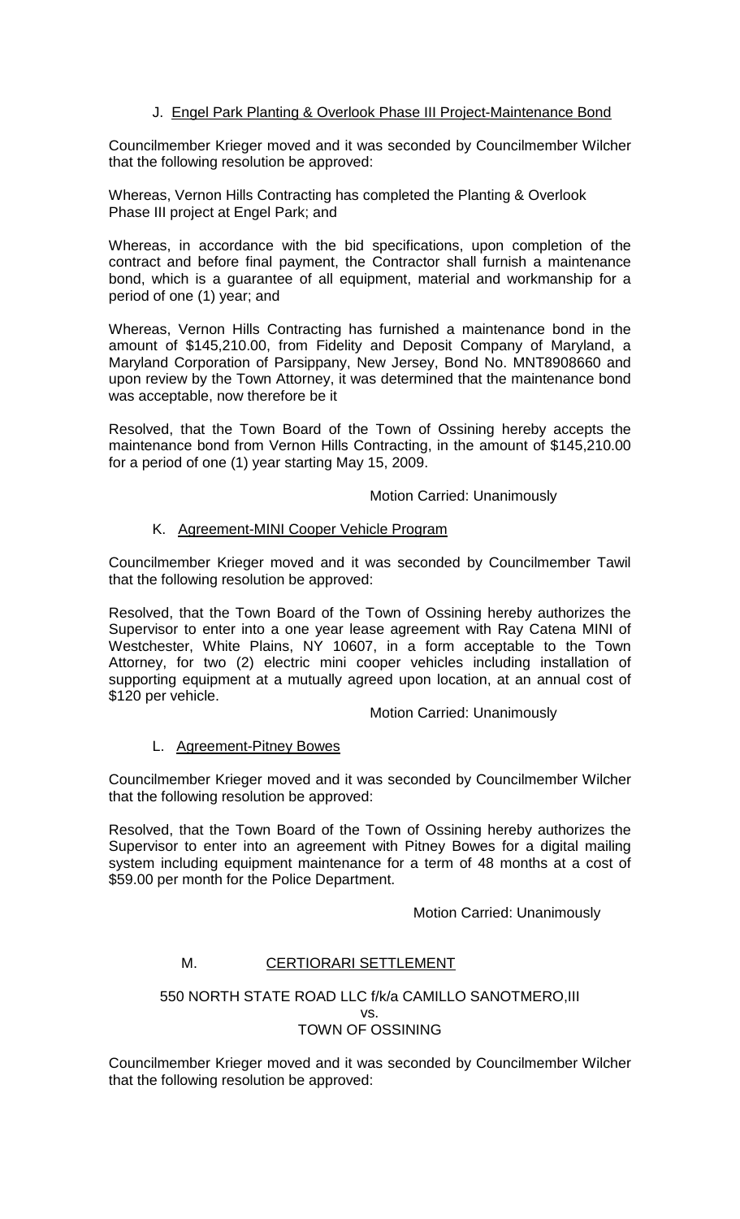### J. Engel Park Planting & Overlook Phase III Project-Maintenance Bond

Councilmember Krieger moved and it was seconded by Councilmember Wilcher that the following resolution be approved:

Whereas, Vernon Hills Contracting has completed the Planting & Overlook Phase III project at Engel Park; and

Whereas, in accordance with the bid specifications, upon completion of the contract and before final payment, the Contractor shall furnish a maintenance bond, which is a guarantee of all equipment, material and workmanship for a period of one (1) year; and

Whereas, Vernon Hills Contracting has furnished a maintenance bond in the amount of $145,210.00, from Fidelity and Deposit Company of Maryland, a Maryland Corporation of Parsippany, New Jersey, Bond No. MNT8908660 and upon review by the Town Attorney, it was determined that the maintenance bond was acceptable, now therefore be it

Resolved, that the Town Board of the Town of Ossining hereby accepts the maintenance bond from Vernon Hills Contracting, in the amount of $145,210.00 for a period of one (1) year starting May 15, 2009.

Motion Carried: Unanimously

### K. Agreement-MINI Cooper Vehicle Program

Councilmember Krieger moved and it was seconded by Councilmember Tawil that the following resolution be approved:

Resolved, that the Town Board of the Town of Ossining hereby authorizes the Supervisor to enter into a one year lease agreement with Ray Catena MINI of Westchester, White Plains, NY 10607, in a form acceptable to the Town Attorney, for two (2) electric mini cooper vehicles including installation of supporting equipment at a mutually agreed upon location, at an annual cost of $120 per vehicle.

Motion Carried: Unanimously

### L. Agreement-Pitney Bowes

Councilmember Krieger moved and it was seconded by Councilmember Wilcher that the following resolution be approved:

Resolved, that the Town Board of the Town of Ossining hereby authorizes the Supervisor to enter into an agreement with Pitney Bowes for a digital mailing system including equipment maintenance for a term of 48 months at a cost of $59.00 per month for the Police Department.

Motion Carried: Unanimously

### M. CERTIORARI SETTLEMENT

550 NORTH STATE ROAD LLC f/k/a CAMILLO SANOTMERO,III
vs.
TOWN OF OSSINING

Councilmember Krieger moved and it was seconded by Councilmember Wilcher that the following resolution be approved: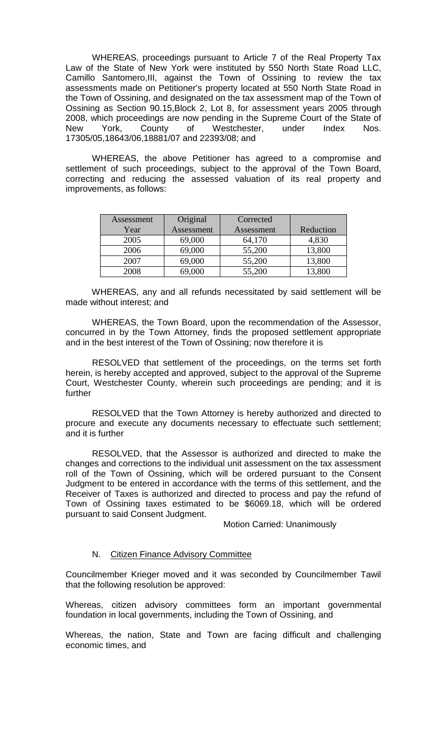WHEREAS, proceedings pursuant to Article 7 of the Real Property Tax Law of the State of New York were instituted by 550 North State Road LLC, Camillo Santomero,III, against the Town of Ossining to review the tax assessments made on Petitioner's property located at 550 North State Road in the Town of Ossining, and designated on the tax assessment map of the Town of Ossining as Section 90.15,Block 2, Lot 8, for assessment years 2005 through 2008, which proceedings are now pending in the Supreme Court of the State of New York, County of Westchester, under Index Nos. 17305/05,18643/06,18881/07 and 22393/08; and

WHEREAS, the above Petitioner has agreed to a compromise and settlement of such proceedings, subject to the approval of the Town Board, correcting and reducing the assessed valuation of its real property and improvements, as follows:

| Assessment Year | Original Assessment | Corrected Assessment | Reduction |
|---|---|---|---|
| 2005 | 69,000 | 64,170 | 4,830 |
| 2006 | 69,000 | 55,200 | 13,800 |
| 2007 | 69,000 | 55,200 | 13,800 |
| 2008 | 69,000 | 55,200 | 13,800 |

WHEREAS, any and all refunds necessitated by said settlement will be made without interest; and

WHEREAS, the Town Board, upon the recommendation of the Assessor, concurred in by the Town Attorney, finds the proposed settlement appropriate and in the best interest of the Town of Ossining; now therefore it is

RESOLVED that settlement of the proceedings, on the terms set forth herein, is hereby accepted and approved, subject to the approval of the Supreme Court, Westchester County, wherein such proceedings are pending; and it is further

RESOLVED that the Town Attorney is hereby authorized and directed to procure and execute any documents necessary to effectuate such settlement; and it is further

RESOLVED, that the Assessor is authorized and directed to make the changes and corrections to the individual unit assessment on the tax assessment roll of the Town of Ossining, which will be ordered pursuant to the Consent Judgment to be entered in accordance with the terms of this settlement, and the Receiver of Taxes is authorized and directed to process and pay the refund of Town of Ossining taxes estimated to be $6069.18, which will be ordered pursuant to said Consent Judgment.

Motion Carried: Unanimously

N. Citizen Finance Advisory Committee

Councilmember Krieger moved and it was seconded by Councilmember Tawil that the following resolution be approved:

Whereas, citizen advisory committees form an important governmental foundation in local governments, including the Town of Ossining, and

Whereas, the nation, State and Town are facing difficult and challenging economic times, and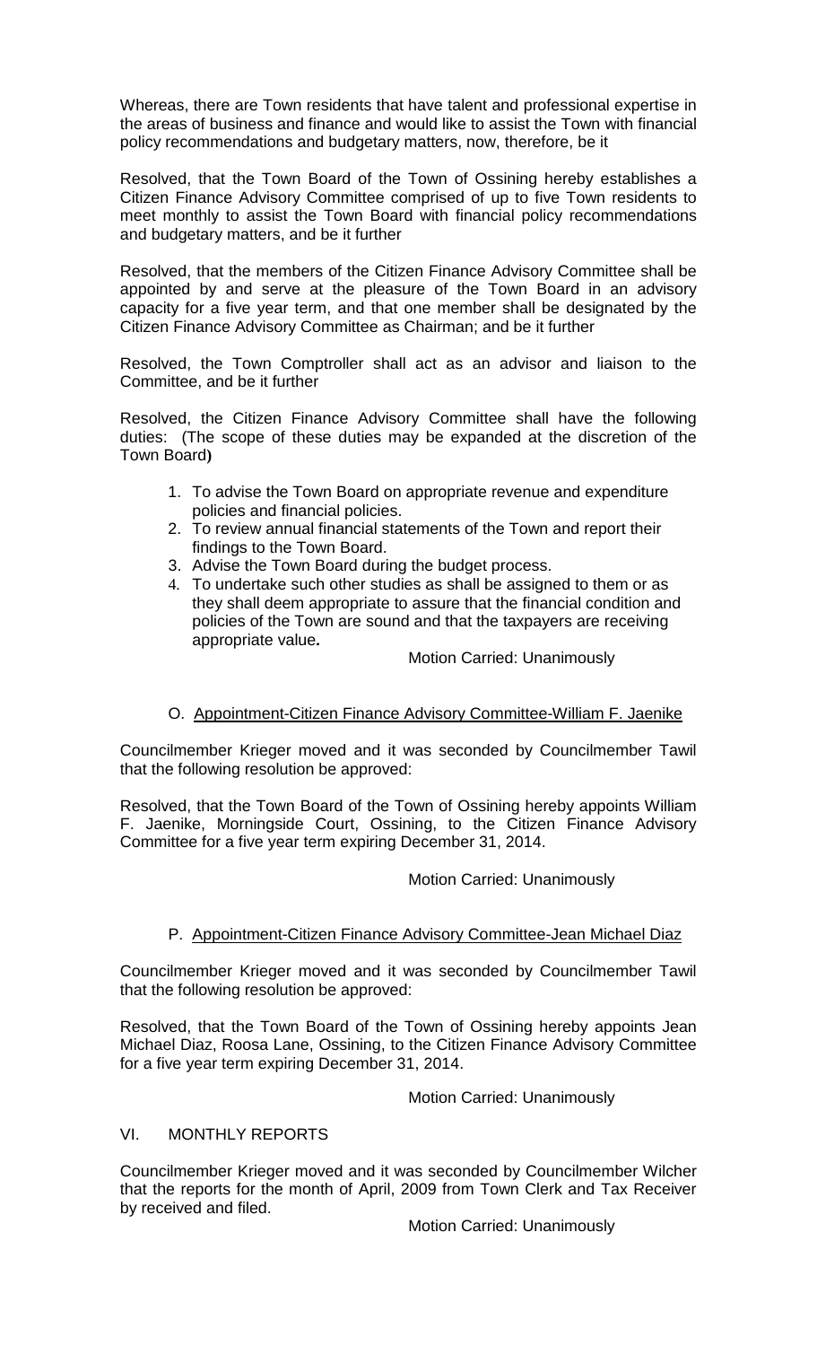Whereas, there are Town residents that have talent and professional expertise in the areas of business and finance and would like to assist the Town with financial policy recommendations and budgetary matters, now, therefore, be it

Resolved, that the Town Board of the Town of Ossining hereby establishes a Citizen Finance Advisory Committee comprised of up to five Town residents to meet monthly to assist the Town Board with financial policy recommendations and budgetary matters, and be it further

Resolved, that the members of the Citizen Finance Advisory Committee shall be appointed by and serve at the pleasure of the Town Board in an advisory capacity for a five year term, and that one member shall be designated by the Citizen Finance Advisory Committee as Chairman; and be it further

Resolved, the Town Comptroller shall act as an advisor and liaison to the Committee, and be it further

Resolved, the Citizen Finance Advisory Committee shall have the following duties: (The scope of these duties may be expanded at the discretion of the Town Board**)**

1. To advise the Town Board on appropriate revenue and expenditure policies and financial policies.
2. To review annual financial statements of the Town and report their findings to the Town Board.
3. Advise the Town Board during the budget process.
4. To undertake such other studies as shall be assigned to them or as they shall deem appropriate to assure that the financial condition and policies of the Town are sound and that the taxpayers are receiving appropriate value**.**

Motion Carried: Unanimously

O. Appointment-Citizen Finance Advisory Committee-William F. Jaenike

Councilmember Krieger moved and it was seconded by Councilmember Tawil that the following resolution be approved:

Resolved, that the Town Board of the Town of Ossining hereby appoints William F. Jaenike, Morningside Court, Ossining, to the Citizen Finance Advisory Committee for a five year term expiring December 31, 2014.

Motion Carried: Unanimously

P. Appointment-Citizen Finance Advisory Committee-Jean Michael Diaz

Councilmember Krieger moved and it was seconded by Councilmember Tawil that the following resolution be approved:

Resolved, that the Town Board of the Town of Ossining hereby appoints Jean Michael Diaz, Roosa Lane, Ossining, to the Citizen Finance Advisory Committee for a five year term expiring December 31, 2014.

Motion Carried: Unanimously

VI. MONTHLY REPORTS

Councilmember Krieger moved and it was seconded by Councilmember Wilcher that the reports for the month of April, 2009 from Town Clerk and Tax Receiver by received and filed.

Motion Carried: Unanimously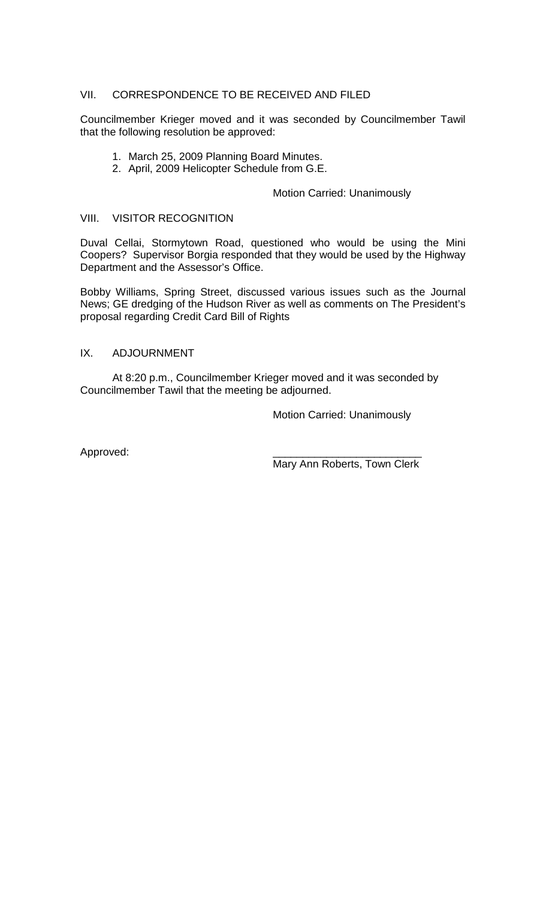## VII. CORRESPONDENCE TO BE RECEIVED AND FILED

Councilmember Krieger moved and it was seconded by Councilmember Tawil that the following resolution be approved:

1. March 25, 2009 Planning Board Minutes.
2. April, 2009 Helicopter Schedule from G.E.

Motion Carried: Unanimously

## VIII. VISITOR RECOGNITION

Duval Cellai, Stormytown Road, questioned who would be using the Mini Coopers? Supervisor Borgia responded that they would be used by the Highway Department and the Assessor's Office.

Bobby Williams, Spring Street, discussed various issues such as the Journal News; GE dredging of the Hudson River as well as comments on The President's proposal regarding Credit Card Bill of Rights

## IX. ADJOURNMENT

At 8:20 p.m., Councilmember Krieger moved and it was seconded by Councilmember Tawil that the meeting be adjourned.

Motion Carried: Unanimously

Approved: \_\_\_\_\_\_\_\_\_\_\_\_\_\_\_\_\_\_\_\_\_\_\_\_\_

Mary Ann Roberts, Town Clerk